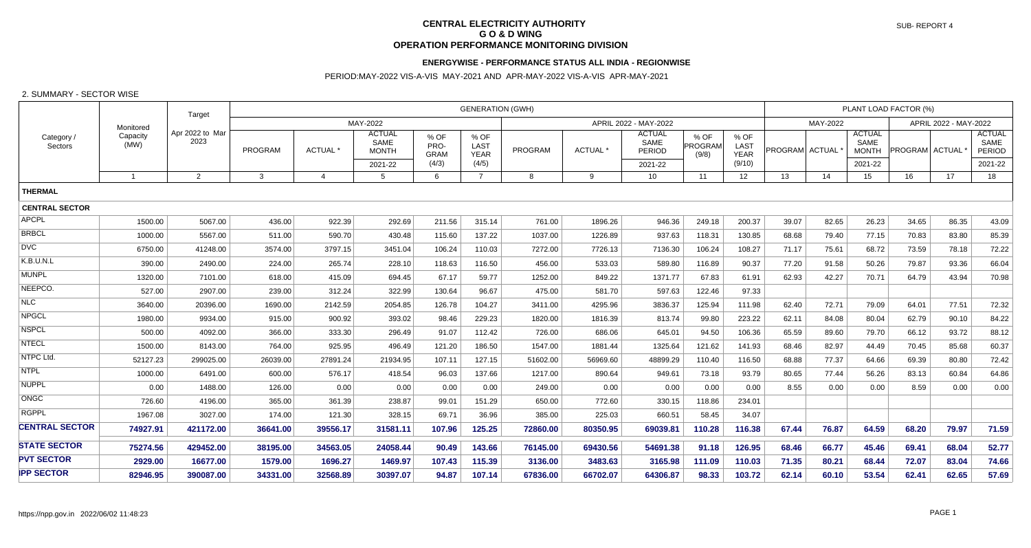# CENTRAL ELECTRICITY AUTHORITY
## G O & D WING
## OPERATION PERFORMANCE MONITORING DIVISION

SUB- REPORT 4

### ENERGYWISE - PERFORMANCE STATUS ALL INDIA - REGIONWISE

PERIOD:MAY-2022 VIS-A-VIS MAY-2021 AND APR-MAY-2022 VIS-A-VIS APR-MAY-2021

2. SUMMARY - SECTOR WISE

| Category / Sectors | Monitored Capacity (MW) | Target Apr 2022 to Mar 2023 | GENERATION (GWH) | | | | | | | | | | PLANT LOAD FACTOR (%) | | | | | |
|---|---|---|---|---|---|---|---|---|---|---|---|---|---|---|---|---|---|---|
| | | | MAY-2022 | | | | | APRIL 2022 - MAY-2022 | | | | | MAY-2022 | | | APRIL 2022 - MAY-2022 | | |
| | | | PROGRAM | ACTUAL * | ACTUAL SAME MONTH 2021-22 | % OF PRO-GRAM (4/3) | % OF LAST YEAR (4/5) | PROGRAM | ACTUAL * | ACTUAL SAME PERIOD 2021-22 | % OF PROGRAM (9/8) | % OF LAST YEAR (9/10) | PROGRAM | ACTUAL * | ACTUAL SAME MONTH 2021-22 | PROGRAM | ACTUAL * | ACTUAL SAME PERIOD 2021-22 |
| | 1 | 2 | 3 | 4 | 5 | 6 | 7 | 8 | 9 | 10 | 11 | 12 | 13 | 14 | 15 | 16 | 17 | 18 |
| **THERMAL** | | | | | | | | | | | | | | | | | | |
| **CENTRAL SECTOR** | | | | | | | | | | | | | | | | | | |
| APCPL | 1500.00 | 5067.00 | 436.00 | 922.39 | 292.69 | 211.56 | 315.14 | 761.00 | 1896.26 | 946.36 | 249.18 | 200.37 | 39.07 | 82.65 | 26.23 | 34.65 | 86.35 | 43.09 |
| BRBCL | 1000.00 | 5567.00 | 511.00 | 590.70 | 430.48 | 115.60 | 137.22 | 1037.00 | 1226.89 | 937.63 | 118.31 | 130.85 | 68.68 | 79.40 | 77.15 | 70.83 | 83.80 | 85.39 |
| DVC | 6750.00 | 41248.00 | 3574.00 | 3797.15 | 3451.04 | 106.24 | 110.03 | 7272.00 | 7726.13 | 7136.30 | 106.24 | 108.27 | 71.17 | 75.61 | 68.72 | 73.59 | 78.18 | 72.22 |
| K.B.U.N.L | 390.00 | 2490.00 | 224.00 | 265.74 | 228.10 | 118.63 | 116.50 | 456.00 | 533.03 | 589.80 | 116.89 | 90.37 | 77.20 | 91.58 | 50.26 | 79.87 | 93.36 | 66.04 |
| MUNPL | 1320.00 | 7101.00 | 618.00 | 415.09 | 694.45 | 67.17 | 59.77 | 1252.00 | 849.22 | 1371.77 | 67.83 | 61.91 | 62.93 | 42.27 | 70.71 | 64.79 | 43.94 | 70.98 |
| NEEPCO. | 527.00 | 2907.00 | 239.00 | 312.24 | 322.99 | 130.64 | 96.67 | 475.00 | 581.70 | 597.63 | 122.46 | 97.33 | | | | | | |
| NLC | 3640.00 | 20396.00 | 1690.00 | 2142.59 | 2054.85 | 126.78 | 104.27 | 3411.00 | 4295.96 | 3836.37 | 125.94 | 111.98 | 62.40 | 72.71 | 79.09 | 64.01 | 77.51 | 72.32 |
| NPGCL | 1980.00 | 9934.00 | 915.00 | 900.92 | 393.02 | 98.46 | 229.23 | 1820.00 | 1816.39 | 813.74 | 99.80 | 223.22 | 62.11 | 84.08 | 80.04 | 62.79 | 90.10 | 84.22 |
| NSPCL | 500.00 | 4092.00 | 366.00 | 333.30 | 296.49 | 91.07 | 112.42 | 726.00 | 686.06 | 645.01 | 94.50 | 106.36 | 65.59 | 89.60 | 79.70 | 66.12 | 93.72 | 88.12 |
| NTECL | 1500.00 | 8143.00 | 764.00 | 925.95 | 496.49 | 121.20 | 186.50 | 1547.00 | 1881.44 | 1325.64 | 121.62 | 141.93 | 68.46 | 82.97 | 44.49 | 70.45 | 85.68 | 60.37 |
| NTPC Ltd. | 52127.23 | 299025.00 | 26039.00 | 27891.24 | 21934.95 | 107.11 | 127.15 | 51602.00 | 56969.60 | 48899.29 | 110.40 | 116.50 | 68.88 | 77.37 | 64.66 | 69.39 | 80.80 | 72.42 |
| NTPL | 1000.00 | 6491.00 | 600.00 | 576.17 | 418.54 | 96.03 | 137.66 | 1217.00 | 890.64 | 949.61 | 73.18 | 93.79 | 80.65 | 77.44 | 56.26 | 83.13 | 60.84 | 64.86 |
| NUPPL | 0.00 | 1488.00 | 126.00 | 0.00 | 0.00 | 0.00 | 0.00 | 249.00 | 0.00 | 0.00 | 0.00 | 0.00 | 8.55 | 0.00 | 0.00 | 8.59 | 0.00 | 0.00 |
| ONGC | 726.60 | 4196.00 | 365.00 | 361.39 | 238.87 | 99.01 | 151.29 | 650.00 | 772.60 | 330.15 | 118.86 | 234.01 | | | | | | |
| RGPPL | 1967.08 | 3027.00 | 174.00 | 121.30 | 328.15 | 69.71 | 36.96 | 385.00 | 225.03 | 660.51 | 58.45 | 34.07 | | | | | | |
| **CENTRAL SECTOR** | **74927.91** | **421172.00** | **36641.00** | **39556.17** | **31581.11** | **107.96** | **125.25** | **72860.00** | **80350.95** | **69039.81** | **110.28** | **116.38** | **67.44** | **76.87** | **64.59** | **68.20** | **79.97** | **71.59** |
| **STATE SECTOR** | **75274.56** | **429452.00** | **38195.00** | **34563.05** | **24058.44** | **90.49** | **143.66** | **76145.00** | **69430.56** | **54691.38** | **91.18** | **126.95** | **68.46** | **66.77** | **45.46** | **69.41** | **68.04** | **52.77** |
| **PVT SECTOR** | **2929.00** | **16677.00** | **1579.00** | **1696.27** | **1469.97** | **107.43** | **115.39** | **3136.00** | **3483.63** | **3165.98** | **111.09** | **110.03** | **71.35** | **80.21** | **68.44** | **72.07** | **83.04** | **74.66** |
| **IPP SECTOR** | **82946.95** | **390087.00** | **34331.00** | **32568.89** | **30397.07** | **94.87** | **107.14** | **67836.00** | **66702.07** | **64306.87** | **98.33** | **103.72** | **62.14** | **60.10** | **53.54** | **62.41** | **62.65** | **57.69** |

https://npp.gov.in 2022/06/02 11:48:23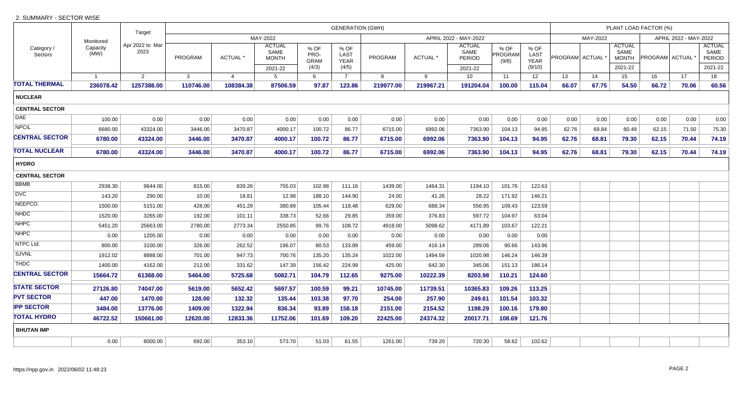2. SUMMARY - SECTOR WISE

| Category / Sectors | Monitored Capacity (MW) | Target Apr 2022 to Mar 2023 | GENERATION (GWH) MAY-2022 PROGRAM | ACTUAL * | ACTUAL SAME MONTH 2021-22 | % OF PRO-GRAM (4/3) | % OF LAST YEAR (4/5) | APRIL 2022 - MAY-2022 PROGRAM | ACTUAL * | ACTUAL SAME PERIOD 2021-22 | % OF PROGRAM (9/8) | % OF LAST YEAR (9/10) | PLANT LOAD FACTOR (%) MAY-2022 PROGRAM | ACTUAL * | ACTUAL SAME MONTH 2021-22 | APRIL 2022 - MAY-2022 PROGRAM | ACTUAL * | ACTUAL SAME PERIOD 2021-22 |
|---|---|---|---|---|---|---|---|---|---|---|---|---|---|---|---|---|---|---|
| | 1 | 2 | 3 | 4 | 5 | 6 | 7 | 8 | 9 | 10 | 11 | 12 | 13 | 14 | 15 | 16 | 17 | 18 |
| **TOTAL THERMAL** | **236078.42** | **1257388.00** | **110746.00** | **108384.38** | **87506.59** | **97.87** | **123.86** | **219977.00** | **219967.21** | **191204.04** | **100.00** | **115.04** | **66.07** | **67.75** | **54.50** | **66.72** | **70.06** | **60.56** |
| **NUCLEAR** | | | | | | | | | | | | | | | | | | |
| **CENTRAL SECTOR** | | | | | | | | | | | | | | | | | | |
| DAE | 100.00 | 0.00 | 0.00 | 0.00 | 0.00 | 0.00 | 0.00 | 0.00 | 0.00 | 0.00 | 0.00 | 0.00 | 0.00 | 0.00 | 0.00 | 0.00 | 0.00 | 0.00 |
| NPCIL | 6680.00 | 43324.00 | 3446.00 | 3470.87 | 4000.17 | 100.72 | 86.77 | 6715.00 | 6992.06 | 7363.90 | 104.13 | 94.95 | 62.76 | 69.84 | 80.49 | 62.15 | 71.50 | 75.30 |
| **CENTRAL SECTOR** | **6780.00** | **43324.00** | **3446.00** | **3470.87** | **4000.17** | **100.72** | **86.77** | **6715.00** | **6992.06** | **7363.90** | **104.13** | **94.95** | **62.76** | **68.81** | **79.30** | **62.15** | **70.44** | **74.19** |
| **TOTAL NUCLEAR** | **6780.00** | **43324.00** | **3446.00** | **3470.87** | **4000.17** | **100.72** | **86.77** | **6715.00** | **6992.06** | **7363.90** | **104.13** | **94.95** | **62.76** | **68.81** | **79.30** | **62.15** | **70.44** | **74.19** |
| **HYDRO** | | | | | | | | | | | | | | | | | | |
| **CENTRAL SECTOR** | | | | | | | | | | | | | | | | | | |
| BBMB | 2938.30 | 9644.00 | 815.00 | 839.26 | 755.03 | 102.98 | 111.16 | 1439.00 | 1464.31 | 1194.10 | 101.76 | 122.63 | | | | | | |
| DVC | 143.20 | 290.00 | 10.00 | 18.81 | 12.98 | 188.10 | 144.90 | 24.00 | 41.26 | 28.22 | 171.92 | 146.21 | | | | | | |
| NEEPCO. | 1500.00 | 5151.00 | 428.00 | 451.29 | 380.89 | 105.44 | 118.48 | 629.00 | 688.34 | 556.95 | 109.43 | 123.59 | | | | | | |
| NHDC | 1520.00 | 3265.00 | 192.00 | 101.11 | 338.73 | 52.66 | 29.85 | 359.00 | 376.83 | 597.72 | 104.97 | 63.04 | | | | | | |
| NHPC | 5451.20 | 25663.00 | 2780.00 | 2773.34 | 2550.85 | 99.76 | 108.72 | 4918.00 | 5098.62 | 4171.89 | 103.67 | 122.21 | | | | | | |
| NHPC | 0.00 | 1205.00 | 0.00 | 0.00 | 0.00 | 0.00 | 0.00 | 0.00 | 0.00 | 0.00 | 0.00 | 0.00 | | | | | | |
| NTPC Ltd. | 800.00 | 3100.00 | 326.00 | 262.52 | 196.07 | 80.53 | 133.89 | 459.00 | 416.14 | 289.06 | 90.66 | 143.96 | | | | | | |
| SJVNL | 1912.02 | 8888.00 | 701.00 | 947.73 | 700.76 | 135.20 | 135.24 | 1022.00 | 1494.59 | 1020.98 | 146.24 | 146.39 | | | | | | |
| THDC | 1400.00 | 4162.00 | 212.00 | 331.62 | 147.39 | 156.42 | 224.99 | 425.00 | 642.30 | 345.06 | 151.13 | 186.14 | | | | | | |
| **CENTRAL SECTOR** | **15664.72** | **61368.00** | **5464.00** | **5725.68** | **5082.71** | **104.79** | **112.65** | **9275.00** | **10222.39** | **8203.98** | **110.21** | **124.60** | | | | | | |
| **STATE SECTOR** | **27126.80** | **74047.00** | **5619.00** | **5652.42** | **5697.57** | **100.59** | **99.21** | **10745.00** | **11739.51** | **10365.83** | **109.26** | **113.25** | | | | | | |
| **PVT SECTOR** | **447.00** | **1470.00** | **128.00** | **132.32** | **135.44** | **103.38** | **97.70** | **254.00** | **257.90** | **249.61** | **101.54** | **103.32** | | | | | | |
| **IPP SECTOR** | **3484.00** | **13776.00** | **1409.00** | **1322.94** | **836.34** | **93.89** | **158.18** | **2151.00** | **2154.52** | **1198.29** | **100.16** | **179.80** | | | | | | |
| **TOTAL HYDRO** | **46722.52** | **150661.00** | **12620.00** | **12833.36** | **11752.06** | **101.69** | **109.20** | **22425.00** | **24374.32** | **20017.71** | **108.69** | **121.76** | | | | | | |
| **BHUTAN IMP** | | | | | | | | | | | | | | | | | | |
| | 0.00 | 8000.00 | 692.00 | 353.10 | 573.70 | 51.03 | 61.55 | 1261.00 | 739.20 | 720.30 | 58.62 | 102.62 | | | | | | |

https://npp.gov.in 2022/06/02 11:48:23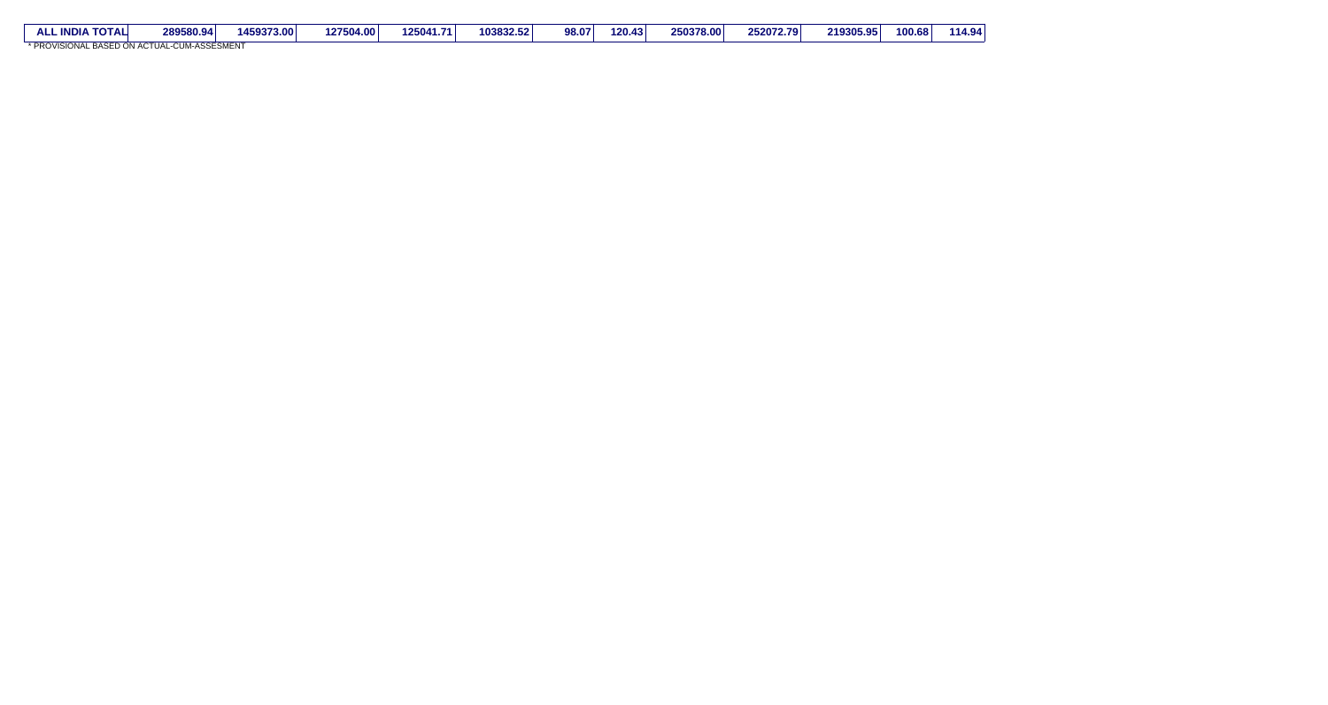| | | | | | | | | | | | |
|---|---|---|---|---|---|---|---|---|---|---|---|
| **ALL INDIA TOTAL** | **289580.94** | **1459373.00** | **127504.00** | **125041.71** | **103832.52** | **98.07** | **120.43** | **250378.00** | **252072.79** | **219305.95** | **100.68** | **114.94** |

* PROVISIONAL BASED ON ACTUAL-CUM-ASSESMENT

| | | | | | | | | | | | | |
|---|---|---|---|---|---|---|---|---|---|---|---|---|
| **ALL INDIA TOTAL** | **289580.94** | **1459373.00** | **127504.00** | **125041.71** | **103832.52** | **98.07** | **120.43** | **250378.00** | **252072.79** | **219305.95** | **100.68** | **114.94** |

* PROVISIONAL BASED ON ACTUAL-CUM-ASSESMENT